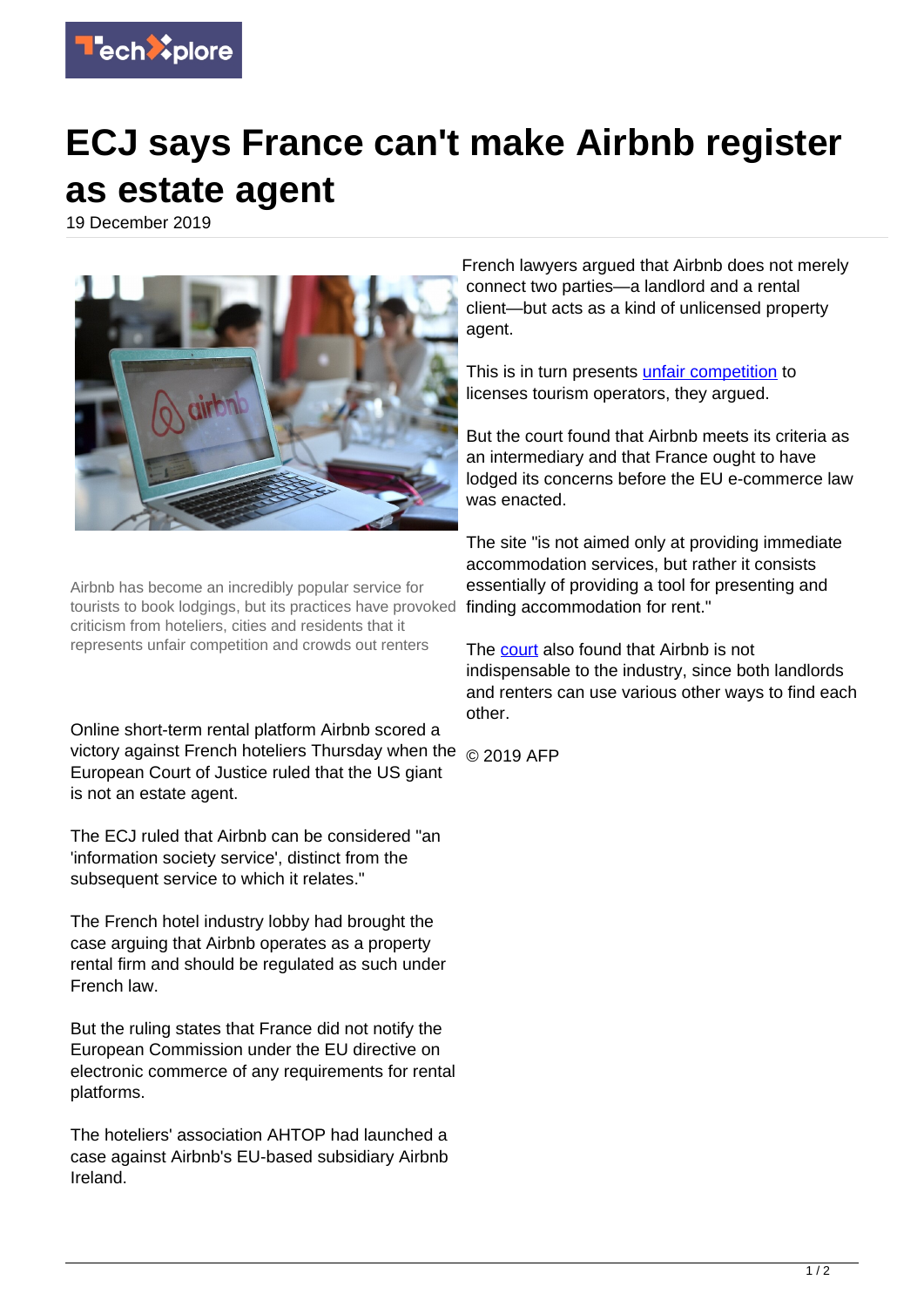# ECJ says France can't make Airbnb register as estate agent

19 December 2019

Airbnb has become an incredibly popular service for tourists to book lodgings, but its practices have provoked criticism from hoteliers, cities and residents that it represents unfair competition and crowds out renters

Online short-term rental platform Airbnb scored a victory against French hoteliers Thursday when the European Court of Justice ruled that the US giant is not an estate agent.

The ECJ ruled that Airbnb can be considered "an 'information society service', distinct from the subsequent service to which it relates."

The French hotel industry lobby had brought the case arguing that Airbnb operates as a property rental firm and should be regulated as such under French law.

But the ruling states that France did not notify the European Commission under the EU directive on electronic commerce of any requirements for rental platforms.

The hoteliers' association AHTOP had launched a case against Airbnb's EU-based subsidiary Airbnb Ireland.

French lawyers argued that Airbnb does not merely connect two parties—a landlord and a rental client—but acts as a kind of unlicensed property agent.

This is in turn presents unfair competition to licenses tourism operators, they argued.

But the court found that Airbnb meets its criteria as an intermediary and that France ought to have lodged its concerns before the EU e-commerce law was enacted.

The site "is not aimed only at providing immediate accommodation services, but rather it consists essentially of providing a tool for presenting and finding accommodation for rent."

The court also found that Airbnb is not indispensable to the industry, since both landlords and renters can use various other ways to find each other.

© 2019 AFP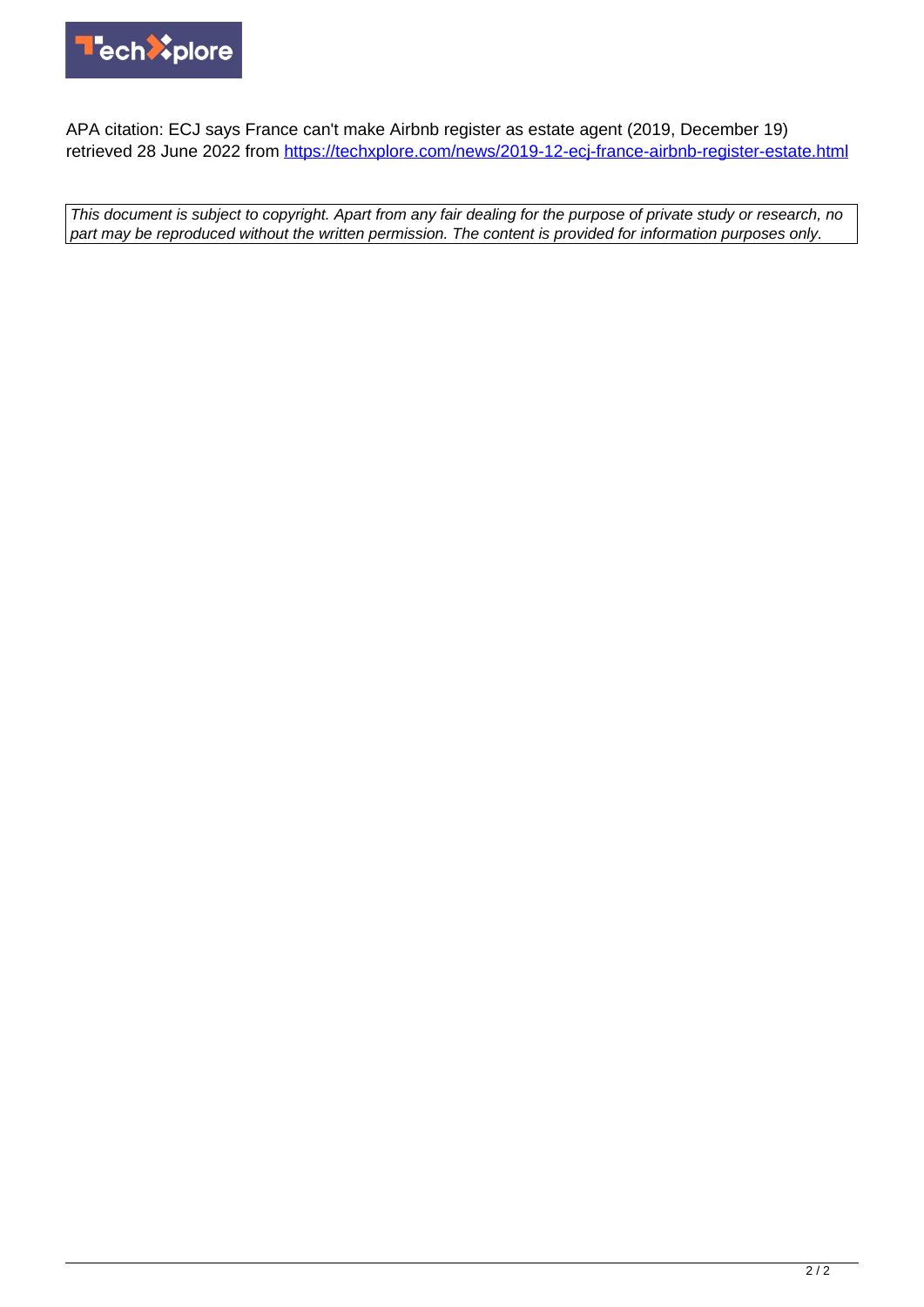APA citation: ECJ says France can't make Airbnb register as estate agent (2019, December 19) retrieved 28 June 2022 from https://techxplore.com/news/2019-12-ecj-france-airbnb-register-estate.html

*This document is subject to copyright. Apart from any fair dealing for the purpose of private study or research, no part may be reproduced without the written permission. The content is provided for information purposes only.*